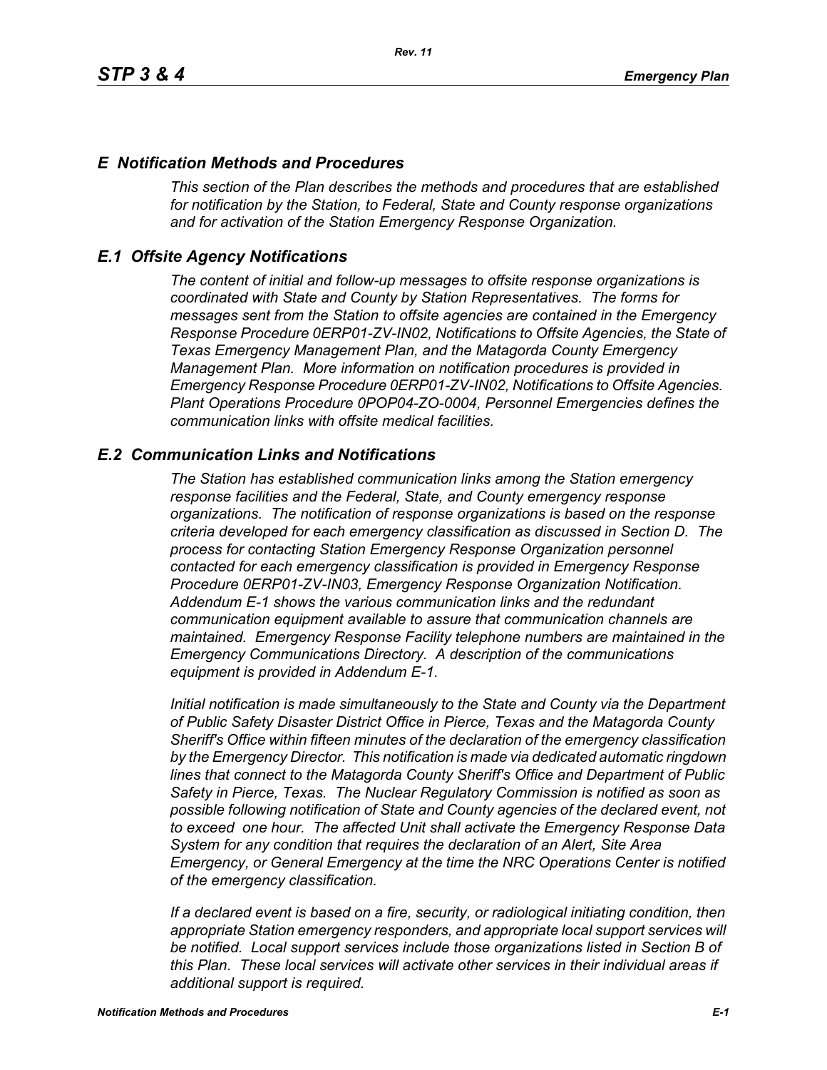# *E Notification Methods and Procedures*

*This section of the Plan describes the methods and procedures that are established for notification by the Station, to Federal, State and County response organizations and for activation of the Station Emergency Response Organization.*

## *E.1 Offsite Agency Notifications*

*The content of initial and follow-up messages to offsite response organizations is coordinated with State and County by Station Representatives. The forms for messages sent from the Station to offsite agencies are contained in the Emergency Response Procedure 0ERP01-ZV-IN02, Notifications to Offsite Agencies, the State of Texas Emergency Management Plan, and the Matagorda County Emergency Management Plan. More information on notification procedures is provided in Emergency Response Procedure 0ERP01-ZV-IN02, Notifications to Offsite Agencies. Plant Operations Procedure 0POP04-ZO-0004, Personnel Emergencies defines the communication links with offsite medical facilities.*

## *E.2 Communication Links and Notifications*

*The Station has established communication links among the Station emergency response facilities and the Federal, State, and County emergency response organizations. The notification of response organizations is based on the response criteria developed for each emergency classification as discussed in Section D. The process for contacting Station Emergency Response Organization personnel contacted for each emergency classification is provided in Emergency Response Procedure 0ERP01-ZV-IN03, Emergency Response Organization Notification. Addendum E-1 shows the various communication links and the redundant communication equipment available to assure that communication channels are maintained. Emergency Response Facility telephone numbers are maintained in the Emergency Communications Directory. A description of the communications equipment is provided in Addendum E-1.*

*Initial notification is made simultaneously to the State and County via the Department of Public Safety Disaster District Office in Pierce, Texas and the Matagorda County Sheriff's Office within fifteen minutes of the declaration of the emergency classification by the Emergency Director. This notification is made via dedicated automatic ringdown lines that connect to the Matagorda County Sheriff's Office and Department of Public Safety in Pierce, Texas. The Nuclear Regulatory Commission is notified as soon as possible following notification of State and County agencies of the declared event, not to exceed one hour. The affected Unit shall activate the Emergency Response Data System for any condition that requires the declaration of an Alert, Site Area Emergency, or General Emergency at the time the NRC Operations Center is notified of the emergency classification.*

*If a declared event is based on a fire, security, or radiological initiating condition, then appropriate Station emergency responders, and appropriate local support services will be notified. Local support services include those organizations listed in Section B of this Plan. These local services will activate other services in their individual areas if additional support is required.*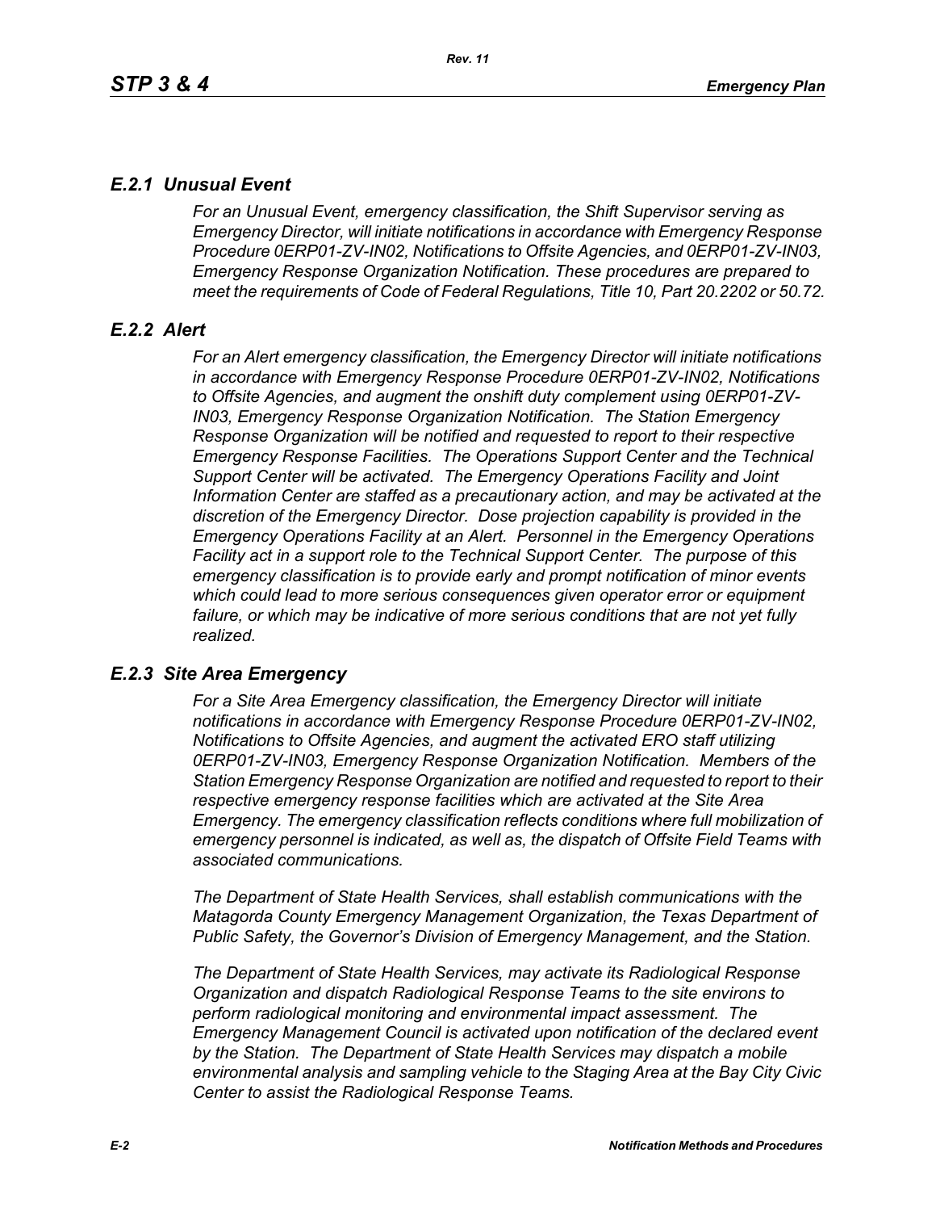## *E.2.1 Unusual Event*

*For an Unusual Event, emergency classification, the Shift Supervisor serving as Emergency Director, will initiate notifications in accordance with Emergency Response Procedure 0ERP01-ZV-IN02, Notifications to Offsite Agencies, and 0ERP01-ZV-IN03, Emergency Response Organization Notification. These procedures are prepared to meet the requirements of Code of Federal Regulations, Title 10, Part 20.2202 or 50.72.*

## *E.2.2 Alert*

*For an Alert emergency classification, the Emergency Director will initiate notifications in accordance with Emergency Response Procedure 0ERP01-ZV-IN02, Notifications to Offsite Agencies, and augment the onshift duty complement using 0ERP01-ZV-IN03, Emergency Response Organization Notification. The Station Emergency Response Organization will be notified and requested to report to their respective Emergency Response Facilities. The Operations Support Center and the Technical Support Center will be activated. The Emergency Operations Facility and Joint Information Center are staffed as a precautionary action, and may be activated at the discretion of the Emergency Director. Dose projection capability is provided in the Emergency Operations Facility at an Alert. Personnel in the Emergency Operations Facility act in a support role to the Technical Support Center. The purpose of this emergency classification is to provide early and prompt notification of minor events which could lead to more serious consequences given operator error or equipment failure, or which may be indicative of more serious conditions that are not yet fully realized.*

## *E.2.3 Site Area Emergency*

*For a Site Area Emergency classification, the Emergency Director will initiate notifications in accordance with Emergency Response Procedure 0ERP01-ZV-IN02, Notifications to Offsite Agencies, and augment the activated ERO staff utilizing 0ERP01-ZV-IN03, Emergency Response Organization Notification. Members of the Station Emergency Response Organization are notified and requested to report to their respective emergency response facilities which are activated at the Site Area Emergency. The emergency classification reflects conditions where full mobilization of emergency personnel is indicated, as well as, the dispatch of Offsite Field Teams with associated communications.*

*The Department of State Health Services, shall establish communications with the Matagorda County Emergency Management Organization, the Texas Department of Public Safety, the Governor's Division of Emergency Management, and the Station.*

*The Department of State Health Services, may activate its Radiological Response Organization and dispatch Radiological Response Teams to the site environs to perform radiological monitoring and environmental impact assessment. The Emergency Management Council is activated upon notification of the declared event by the Station. The Department of State Health Services may dispatch a mobile environmental analysis and sampling vehicle to the Staging Area at the Bay City Civic Center to assist the Radiological Response Teams.*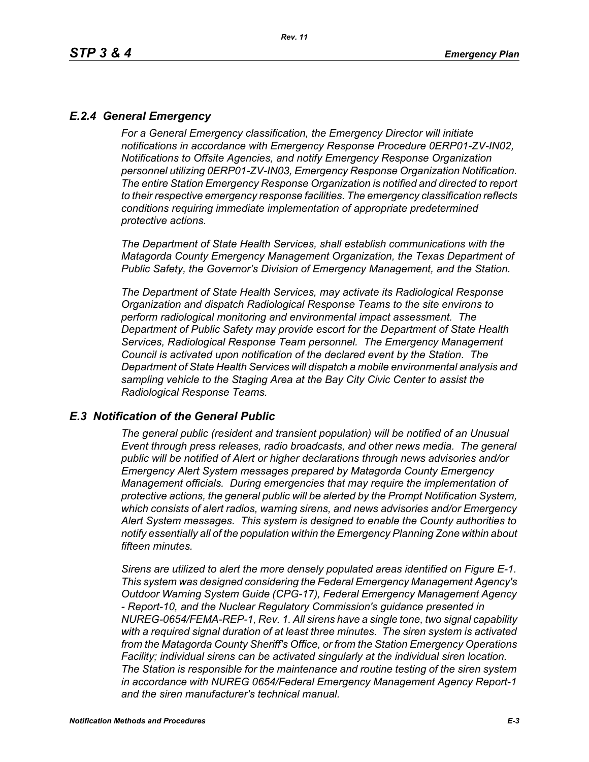## *E.2.4 General Emergency*

*For a General Emergency classification, the Emergency Director will initiate notifications in accordance with Emergency Response Procedure 0ERP01-ZV-IN02, Notifications to Offsite Agencies, and notify Emergency Response Organization personnel utilizing 0ERP01-ZV-IN03, Emergency Response Organization Notification. The entire Station Emergency Response Organization is notified and directed to report to their respective emergency response facilities. The emergency classification reflects conditions requiring immediate implementation of appropriate predetermined protective actions.*

*The Department of State Health Services, shall establish communications with the Matagorda County Emergency Management Organization, the Texas Department of Public Safety, the Governor's Division of Emergency Management, and the Station.*

*The Department of State Health Services, may activate its Radiological Response Organization and dispatch Radiological Response Teams to the site environs to perform radiological monitoring and environmental impact assessment. The Department of Public Safety may provide escort for the Department of State Health Services, Radiological Response Team personnel. The Emergency Management Council is activated upon notification of the declared event by the Station. The Department of State Health Services will dispatch a mobile environmental analysis and sampling vehicle to the Staging Area at the Bay City Civic Center to assist the Radiological Response Teams.*

## *E.3 Notification of the General Public*

*The general public (resident and transient population) will be notified of an Unusual Event through press releases, radio broadcasts, and other news media. The general public will be notified of Alert or higher declarations through news advisories and/or Emergency Alert System messages prepared by Matagorda County Emergency Management officials. During emergencies that may require the implementation of protective actions, the general public will be alerted by the Prompt Notification System, which consists of alert radios, warning sirens, and news advisories and/or Emergency Alert System messages. This system is designed to enable the County authorities to notify essentially all of the population within the Emergency Planning Zone within about fifteen minutes.*

*Sirens are utilized to alert the more densely populated areas identified on Figure E-1. This system was designed considering the Federal Emergency Management Agency's Outdoor Warning System Guide (CPG-17), Federal Emergency Management Agency - Report-10, and the Nuclear Regulatory Commission's guidance presented in NUREG-0654/FEMA-REP-1, Rev. 1. All sirens have a single tone, two signal capability with a required signal duration of at least three minutes. The siren system is activated from the Matagorda County Sheriff's Office, or from the Station Emergency Operations Facility; individual sirens can be activated singularly at the individual siren location. The Station is responsible for the maintenance and routine testing of the siren system in accordance with NUREG 0654/Federal Emergency Management Agency Report-1 and the siren manufacturer's technical manual.*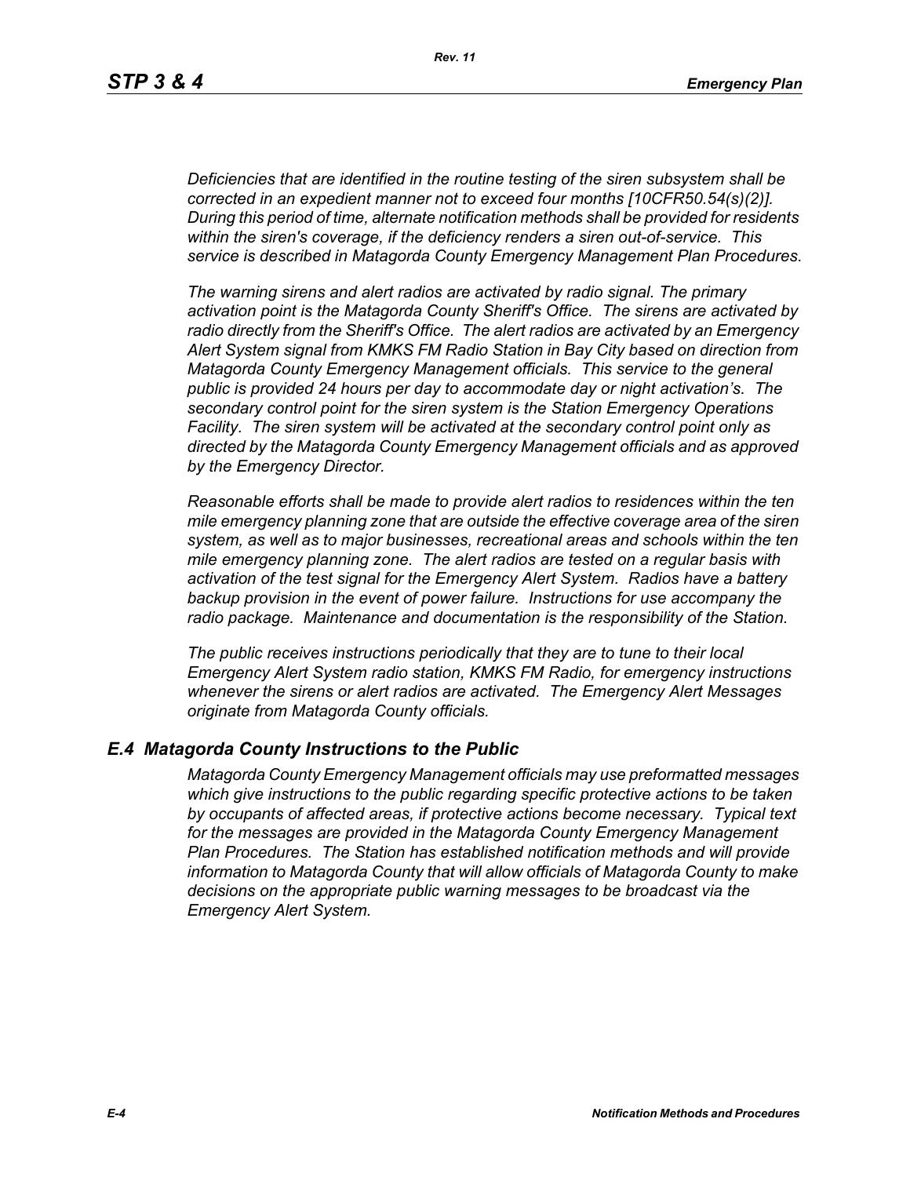*Deficiencies that are identified in the routine testing of the siren subsystem shall be corrected in an expedient manner not to exceed four months [10CFR50.54(s)(2)]. During this period of time, alternate notification methods shall be provided for residents within the siren's coverage, if the deficiency renders a siren out-of-service. This service is described in Matagorda County Emergency Management Plan Procedures.*

*The warning sirens and alert radios are activated by radio signal. The primary activation point is the Matagorda County Sheriff's Office. The sirens are activated by radio directly from the Sheriff's Office. The alert radios are activated by an Emergency Alert System signal from KMKS FM Radio Station in Bay City based on direction from Matagorda County Emergency Management officials. This service to the general public is provided 24 hours per day to accommodate day or night activation's. The secondary control point for the siren system is the Station Emergency Operations Facility. The siren system will be activated at the secondary control point only as directed by the Matagorda County Emergency Management officials and as approved by the Emergency Director.*

*Reasonable efforts shall be made to provide alert radios to residences within the ten mile emergency planning zone that are outside the effective coverage area of the siren system, as well as to major businesses, recreational areas and schools within the ten mile emergency planning zone. The alert radios are tested on a regular basis with activation of the test signal for the Emergency Alert System. Radios have a battery backup provision in the event of power failure. Instructions for use accompany the radio package. Maintenance and documentation is the responsibility of the Station.*

*The public receives instructions periodically that they are to tune to their local Emergency Alert System radio station, KMKS FM Radio, for emergency instructions whenever the sirens or alert radios are activated. The Emergency Alert Messages originate from Matagorda County officials.*

## *E.4 Matagorda County Instructions to the Public*

*Matagorda County Emergency Management officials may use preformatted messages which give instructions to the public regarding specific protective actions to be taken by occupants of affected areas, if protective actions become necessary. Typical text for the messages are provided in the Matagorda County Emergency Management Plan Procedures. The Station has established notification methods and will provide information to Matagorda County that will allow officials of Matagorda County to make decisions on the appropriate public warning messages to be broadcast via the Emergency Alert System.*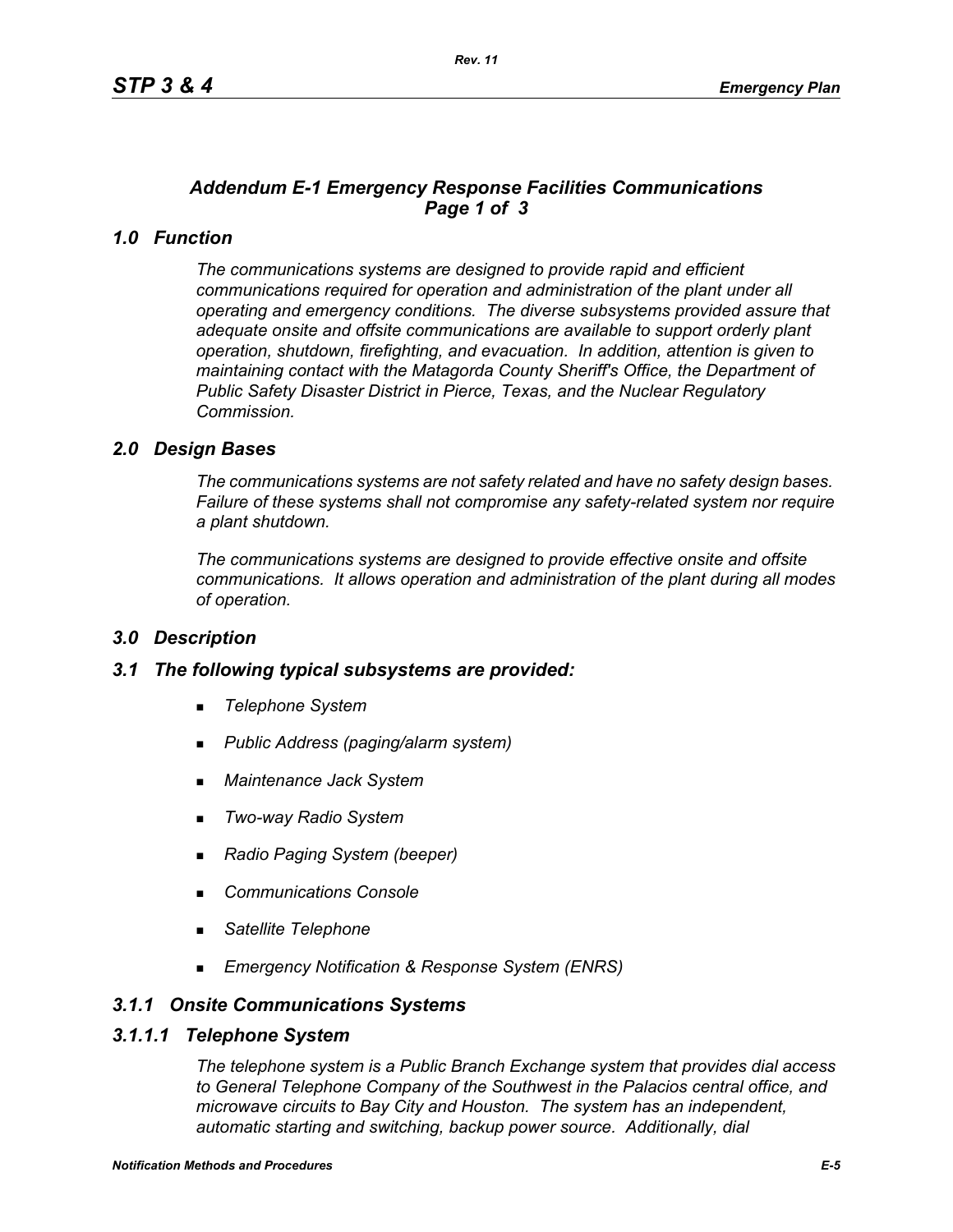## *Addendum E-1 Emergency Response Facilities Communications Page 1 of 3*

## *1.0 Function*

*The communications systems are designed to provide rapid and efficient communications required for operation and administration of the plant under all operating and emergency conditions. The diverse subsystems provided assure that adequate onsite and offsite communications are available to support orderly plant operation, shutdown, firefighting, and evacuation. In addition, attention is given to maintaining contact with the Matagorda County Sheriff's Office, the Department of Public Safety Disaster District in Pierce, Texas, and the Nuclear Regulatory Commission.*

## *2.0 Design Bases*

*The communications systems are not safety related and have no safety design bases. Failure of these systems shall not compromise any safety-related system nor require a plant shutdown.*

*The communications systems are designed to provide effective onsite and offsite communications. It allows operation and administration of the plant during all modes of operation.*

## *3.0 Description*

### *3.1 The following typical subsystems are provided:*

- *Telephone System*
- *Public Address (paging/alarm system)*
- *Maintenance Jack System*
- *Two-way Radio System*
- *Radio Paging System (beeper)*
- *Communications Console*
- *Satellite Telephone*
- *Emergency Notification & Response System (ENRS)*

### *3.1.1 Onsite Communications Systems*

#### *3.1.1.1 Telephone System*

*The telephone system is a Public Branch Exchange system that provides dial access to General Telephone Company of the Southwest in the Palacios central office, and microwave circuits to Bay City and Houston. The system has an independent, automatic starting and switching, backup power source. Additionally, dial*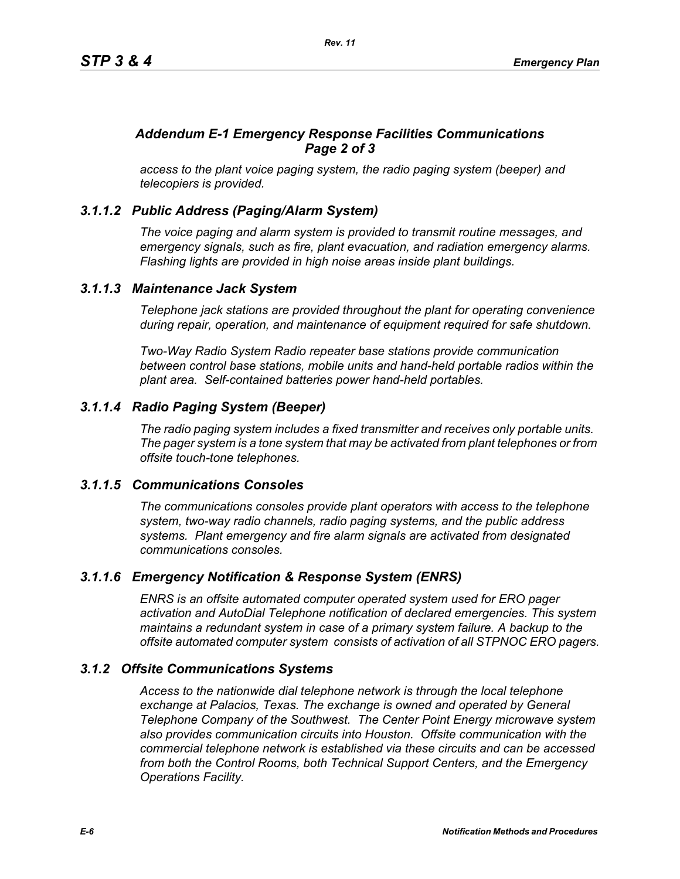### *Addendum E-1 Emergency Response Facilities Communications Page 2 of 3*

*access to the plant voice paging system, the radio paging system (beeper) and telecopiers is provided.*

### *3.1.1.2 Public Address (Paging/Alarm System)*

*The voice paging and alarm system is provided to transmit routine messages, and emergency signals, such as fire, plant evacuation, and radiation emergency alarms. Flashing lights are provided in high noise areas inside plant buildings.*

### *3.1.1.3 Maintenance Jack System*

*Telephone jack stations are provided throughout the plant for operating convenience during repair, operation, and maintenance of equipment required for safe shutdown.*

*Two-Way Radio System Radio repeater base stations provide communication between control base stations, mobile units and hand-held portable radios within the plant area. Self-contained batteries power hand-held portables.*

### *3.1.1.4 Radio Paging System (Beeper)*

*The radio paging system includes a fixed transmitter and receives only portable units. The pager system is a tone system that may be activated from plant telephones or from offsite touch-tone telephones.*

### *3.1.1.5 Communications Consoles*

*The communications consoles provide plant operators with access to the telephone system, two-way radio channels, radio paging systems, and the public address systems. Plant emergency and fire alarm signals are activated from designated communications consoles.*

### *3.1.1.6 Emergency Notification & Response System (ENRS)*

*ENRS is an offsite automated computer operated system used for ERO pager activation and AutoDial Telephone notification of declared emergencies. This system maintains a redundant system in case of a primary system failure. A backup to the offsite automated computer system consists of activation of all STPNOC ERO pagers.*

### *3.1.2 Offsite Communications Systems*

*Access to the nationwide dial telephone network is through the local telephone exchange at Palacios, Texas. The exchange is owned and operated by General Telephone Company of the Southwest. The Center Point Energy microwave system also provides communication circuits into Houston. Offsite communication with the commercial telephone network is established via these circuits and can be accessed from both the Control Rooms, both Technical Support Centers, and the Emergency Operations Facility.*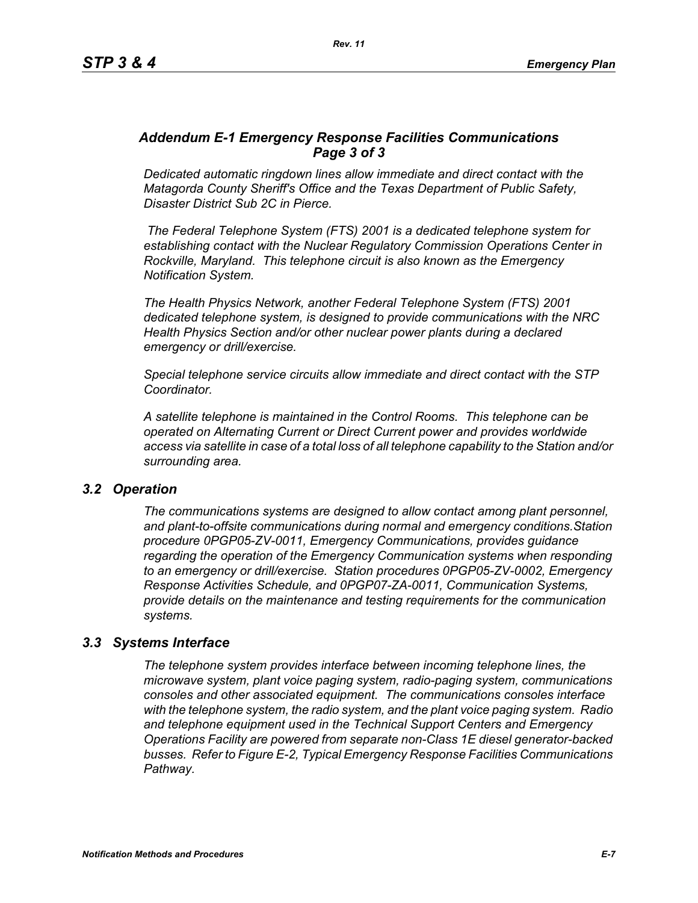### *Addendum E-1 Emergency Response Facilities Communications Page 3 of 3*

*Dedicated automatic ringdown lines allow immediate and direct contact with the Matagorda County Sheriff's Office and the Texas Department of Public Safety, Disaster District Sub 2C in Pierce.*

*The Federal Telephone System (FTS) 2001 is a dedicated telephone system for establishing contact with the Nuclear Regulatory Commission Operations Center in Rockville, Maryland. This telephone circuit is also known as the Emergency Notification System.*

*The Health Physics Network, another Federal Telephone System (FTS) 2001 dedicated telephone system, is designed to provide communications with the NRC Health Physics Section and/or other nuclear power plants during a declared emergency or drill/exercise.*

*Special telephone service circuits allow immediate and direct contact with the STP Coordinator.*

*A satellite telephone is maintained in the Control Rooms. This telephone can be operated on Alternating Current or Direct Current power and provides worldwide access via satellite in case of a total loss of all telephone capability to the Station and/or surrounding area.*

## *3.2 Operation*

*The communications systems are designed to allow contact among plant personnel, and plant-to-offsite communications during normal and emergency conditions.Station procedure 0PGP05-ZV-0011, Emergency Communications, provides guidance regarding the operation of the Emergency Communication systems when responding to an emergency or drill/exercise. Station procedures 0PGP05-ZV-0002, Emergency Response Activities Schedule, and 0PGP07-ZA-0011, Communication Systems, provide details on the maintenance and testing requirements for the communication systems.*

## *3.3 Systems Interface*

*The telephone system provides interface between incoming telephone lines, the microwave system, plant voice paging system, radio-paging system, communications consoles and other associated equipment. The communications consoles interface with the telephone system, the radio system, and the plant voice paging system. Radio and telephone equipment used in the Technical Support Centers and Emergency Operations Facility are powered from separate non-Class 1E diesel generator-backed busses. Refer to Figure E-2, Typical Emergency Response Facilities Communications Pathway.*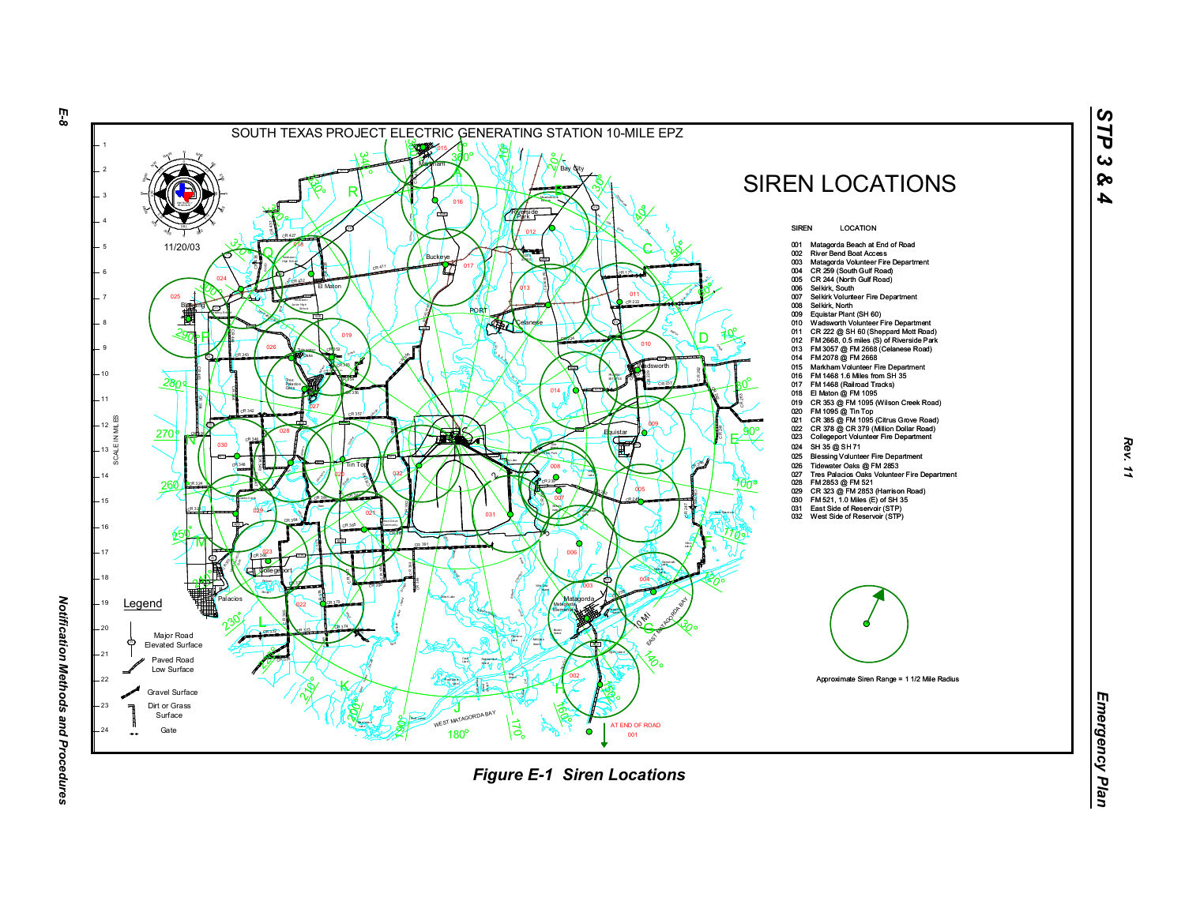SOUTH TEXAS PROJECT ELECTRIC GENERATING STATION 10-MILE EPZ

11/20/03

# SIREN LOCATIONS

| SIREN | LOCATION |
|---|---|
| 001 | Matagorda Beach at End of Road |
| 002 | River Bend Boat Access |
| 003 | Matagorda Volunteer Fire Department |
| 004 | CR 259 (South Gulf Road) |
| 005 | CR 244 (North Gulf Road) |
| 006 | Selkirk, South |
| 007 | Selkirk Volunteer Fire Department |
| 008 | Selkirk, North |
| 009 | Equistar Plant (SH 60) |
| 010 | Wadsworth Volunteer Fire Department |
| 011 | CR 222 @ SH 60 (Sheppard Mott Road) |
| 012 | FM 2668, 0.5 miles (S) of Riverside Park |
| 013 | FM 3057 @ FM 2668 (Celanese Road) |
| 014 | FM 2078 @ FM 2668 |
| 015 | Markham Volunteer Fire Department |
| 016 | FM 1468 1.6 Miles from SH 35 |
| 017 | FM 1468 (Railroad Tracks) |
| 018 | El Maton @ FM 1095 |
| 019 | CR 353 @ FM 1095 (Wilson Creek Road) |
| 020 | FM 1095 @ Tin Top |
| 021 | CR 385 @ FM 1095 (Citrus Grove Road) |
| 022 | CR 378 @ CR 379 (Million Dollar Road) |
| 023 | Collegeport Volunteer Fire Department |
| 024 | SH 35 @ SH 71 |
| 025 | Blessing Volunteer Fire Department |
| 026 | Tidewater Oaks @ FM 2853 |
| 027 | Tres Palacios Oaks Volunteer Fire Department |
| 028 | FM 2853 @ FM 521 |
| 029 | CR 323 @ FM 2853 (Harrison Road) |
| 030 | FM 521, 1.0 Miles (E) of SH 35 |
| 031 | East Side of Reservoir (STP) |
| 032 | West Side of Reservoir (STP) |

Approximate Siren Range = 1 1/2 Mile Radius

Legend

- Major Road Elevated Surface
- Paved Road Low Surface
- Gravel Surface
- Dirt or Grass Surface
- Gate

Figure E-1 Siren Locations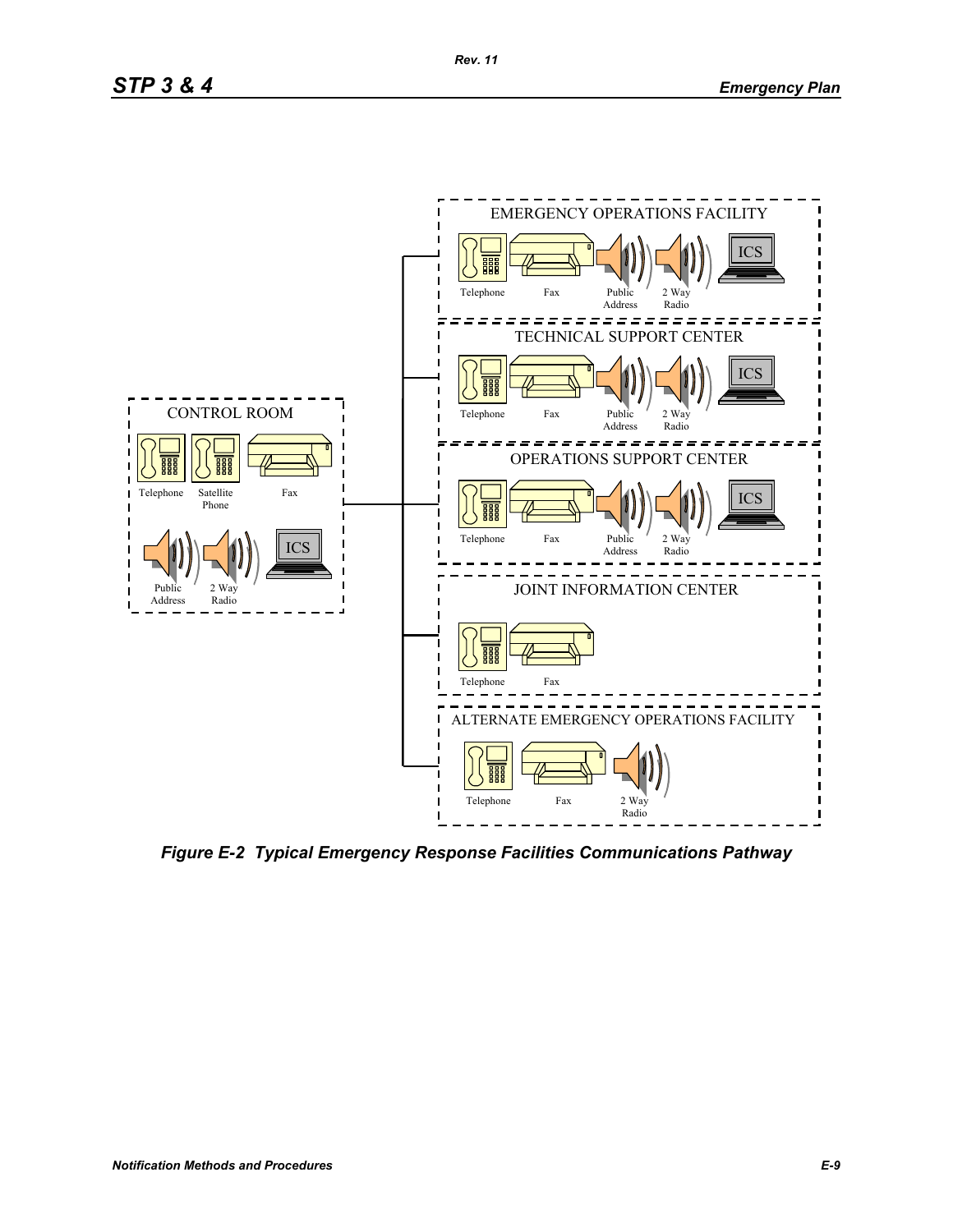**CONTROL ROOM**

- Telephone
- Satellite Phone
- Fax
- Public Address
- 2 Way Radio
- ICS

**EMERGENCY OPERATIONS FACILITY**

- Telephone
- Fax
- Public Address
- 2 Way Radio
- ICS

**TECHNICAL SUPPORT CENTER**

- Telephone
- Fax
- Public Address
- 2 Way Radio
- ICS

**OPERATIONS SUPPORT CENTER**

- Telephone
- Fax
- Public Address
- 2 Way Radio
- ICS

**JOINT INFORMATION CENTER**

- Telephone
- Fax

**ALTERNATE EMERGENCY OPERATIONS FACILITY**

- Telephone
- Fax
- 2 Way Radio

***Figure E-2 Typical Emergency Response Facilities Communications Pathway***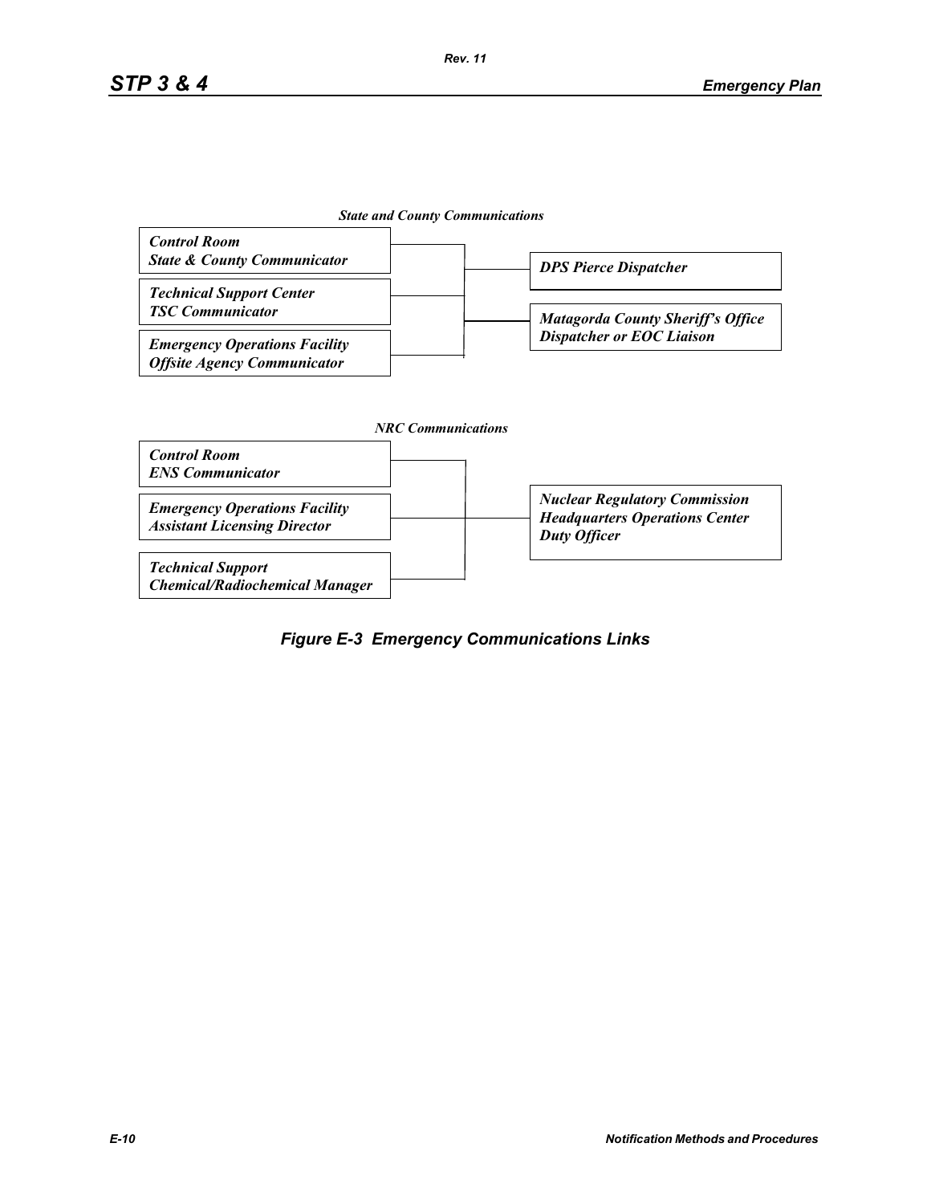*State and County Communications*

*Control Room*
*State & County Communicator*

*Technical Support Center*
*TSC Communicator*

*Emergency Operations Facility*
*Offsite Agency Communicator*

*DPS Pierce Dispatcher*

*Matagorda County Sheriff's Office*
*Dispatcher or EOC Liaison*

*NRC Communications*

*Control Room*
*ENS Communicator*

*Emergency Operations Facility*
*Assistant Licensing Director*

*Technical Support*
*Chemical/Radiochemical Manager*

*Nuclear Regulatory Commission*
*Headquarters Operations Center*
*Duty Officer*

***Figure E-3 Emergency Communications Links***